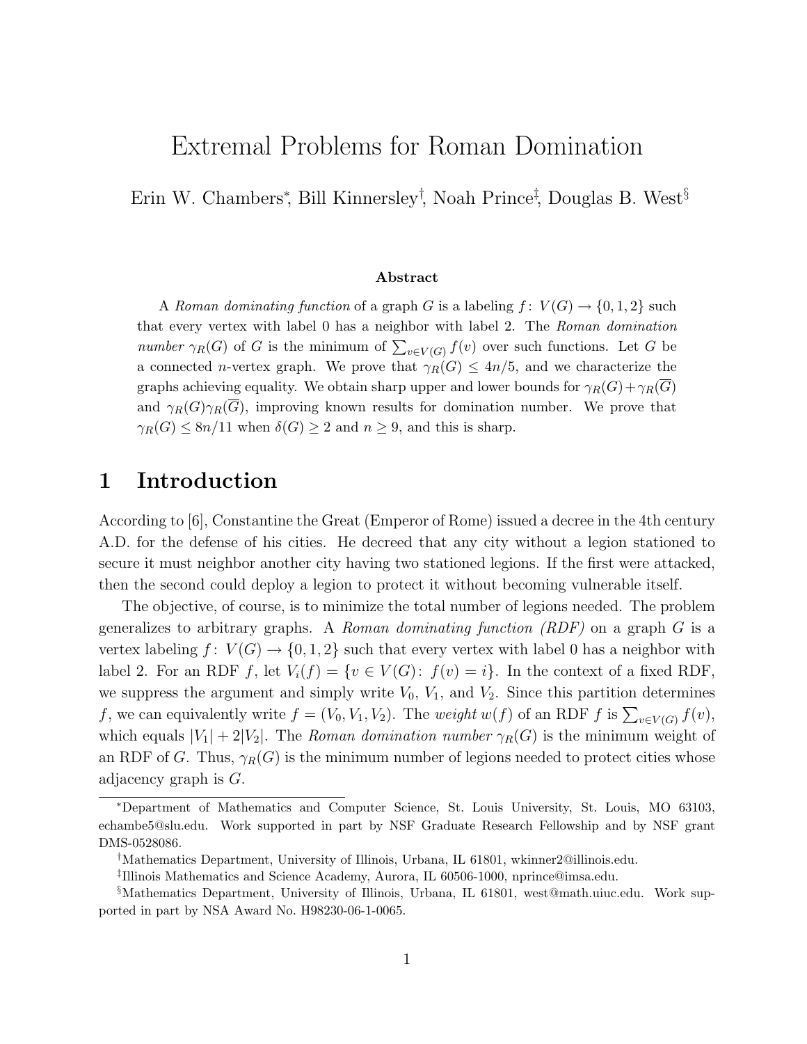# Extremal Problems for Roman Domination

Erin W. Chambers[*], Bill Kinnersley[†], Noah Prince[‡], Douglas B. West[§]

### Abstract

A *Roman dominating function* of a graph $G$ is a labeling $f\colon V(G) \to \{0,1,2\}$ such that every vertex with label 0 has a neighbor with label 2. The *Roman domination number* $\gamma_R(G)$ of $G$ is the minimum of $\sum_{v \in V(G)} f(v)$ over such functions. Let $G$ be a connected $n$-vertex graph. We prove that $\gamma_R(G) \le 4n/5$, and we characterize the graphs achieving equality. We obtain sharp upper and lower bounds for $\gamma_R(G) + \gamma_R(\overline{G})$ and $\gamma_R(G)\gamma_R(\overline{G})$, improving known results for domination number. We prove that $\gamma_R(G) \le 8n/11$ when $\delta(G) \ge 2$ and $n \ge 9$, and this is sharp.

## 1 Introduction

According to [6], Constantine the Great (Emperor of Rome) issued a decree in the 4th century A.D. for the defense of his cities. He decreed that any city without a legion stationed to secure it must neighbor another city having two stationed legions. If the first were attacked, then the second could deploy a legion to protect it without becoming vulnerable itself.

The objective, of course, is to minimize the total number of legions needed. The problem generalizes to arbitrary graphs. A *Roman dominating function (RDF)* on a graph $G$ is a vertex labeling $f\colon V(G) \to \{0,1,2\}$ such that every vertex with label 0 has a neighbor with label 2. For an RDF $f$, let $V_i(f) = \{v \in V(G)\colon f(v) = i\}$. In the context of a fixed RDF, we suppress the argument and simply write $V_0$, $V_1$, and $V_2$. Since this partition determines $f$, we can equivalently write $f = (V_0, V_1, V_2)$. The *weight* $w(f)$ of an RDF $f$ is $\sum_{v \in V(G)} f(v)$, which equals $|V_1| + 2|V_2|$. The *Roman domination number* $\gamma_R(G)$ is the minimum weight of an RDF of $G$. Thus, $\gamma_R(G)$ is the minimum number of legions needed to protect cities whose adjacency graph is $G$.

---

[*] Department of Mathematics and Computer Science, St. Louis University, St. Louis, MO 63103, echambe5@slu.edu. Work supported in part by NSF Graduate Research Fellowship and by NSF grant DMS-0528086.

[†] Mathematics Department, University of Illinois, Urbana, IL 61801, wkinner2@illinois.edu.

[‡] Illinois Mathematics and Science Academy, Aurora, IL 60506-1000, nprince@imsa.edu.

[§] Mathematics Department, University of Illinois, Urbana, IL 61801, west@math.uiuc.edu. Work supported in part by NSA Award No. H98230-06-1-0065.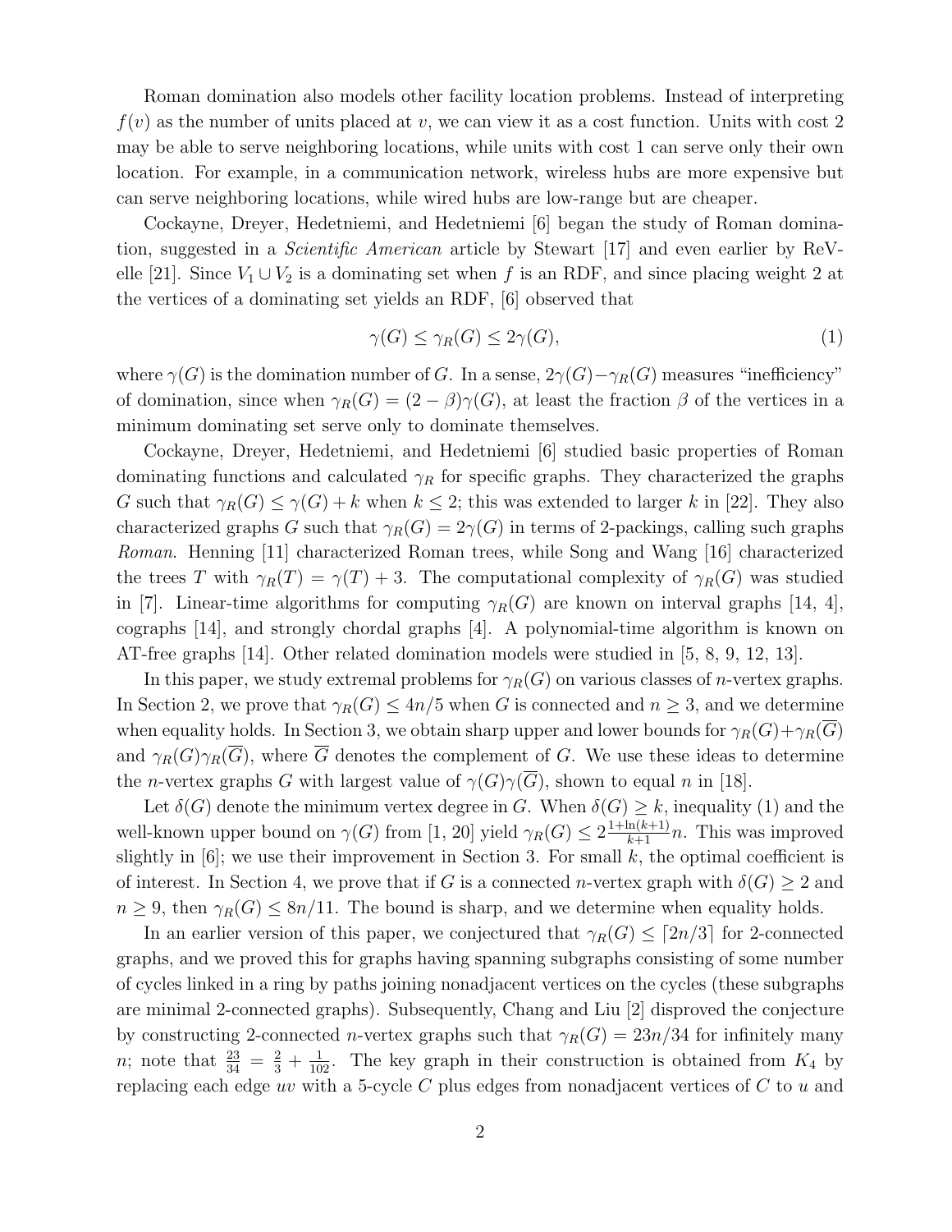Roman domination also models other facility location problems. Instead of interpreting $f(v)$ as the number of units placed at $v$, we can view it as a cost function. Units with cost 2 may be able to serve neighboring locations, while units with cost 1 can serve only their own location. For example, in a communication network, wireless hubs are more expensive but can serve neighboring locations, while wired hubs are low-range but are cheaper.

Cockayne, Dreyer, Hedetniemi, and Hedetniemi [6] began the study of Roman domination, suggested in a *Scientific American* article by Stewart [17] and even earlier by ReVelle [21]. Since $V_1 \cup V_2$ is a dominating set when $f$ is an RDF, and since placing weight 2 at the vertices of a dominating set yields an RDF, [6] observed that

$$\gamma(G) \le \gamma_R(G) \le 2\gamma(G), \tag{1}$$

where $\gamma(G)$ is the domination number of $G$. In a sense, $2\gamma(G) - \gamma_R(G)$ measures "inefficiency" of domination, since when $\gamma_R(G) = (2-\beta)\gamma(G)$, at least the fraction $\beta$ of the vertices in a minimum dominating set serve only to dominate themselves.

Cockayne, Dreyer, Hedetniemi, and Hedetniemi [6] studied basic properties of Roman dominating functions and calculated $\gamma_R$ for specific graphs. They characterized the graphs $G$ such that $\gamma_R(G) \le \gamma(G) + k$ when $k \le 2$; this was extended to larger $k$ in [22]. They also characterized graphs $G$ such that $\gamma_R(G) = 2\gamma(G)$ in terms of 2-packings, calling such graphs *Roman*. Henning [11] characterized Roman trees, while Song and Wang [16] characterized the trees $T$ with $\gamma_R(T) = \gamma(T) + 3$. The computational complexity of $\gamma_R(G)$ was studied in [7]. Linear-time algorithms for computing $\gamma_R(G)$ are known on interval graphs [14, 4], cographs [14], and strongly chordal graphs [4]. A polynomial-time algorithm is known on AT-free graphs [14]. Other related domination models were studied in [5, 8, 9, 12, 13].

In this paper, we study extremal problems for $\gamma_R(G)$ on various classes of $n$-vertex graphs. In Section 2, we prove that $\gamma_R(G) \le 4n/5$ when $G$ is connected and $n \ge 3$, and we determine when equality holds. In Section 3, we obtain sharp upper and lower bounds for $\gamma_R(G) + \gamma_R(\overline{G})$ and $\gamma_R(G)\gamma_R(\overline{G})$, where $\overline{G}$ denotes the complement of $G$. We use these ideas to determine the $n$-vertex graphs $G$ with largest value of $\gamma(G)\gamma(\overline{G})$, shown to equal $n$ in [18].

Let $\delta(G)$ denote the minimum vertex degree in $G$. When $\delta(G) \ge k$, inequality (1) and the well-known upper bound on $\gamma(G)$ from [1, 20] yield $\gamma_R(G) \le 2\frac{1+\ln(k+1)}{k+1}n$. This was improved slightly in [6]; we use their improvement in Section 3. For small $k$, the optimal coefficient is of interest. In Section 4, we prove that if $G$ is a connected $n$-vertex graph with $\delta(G) \ge 2$ and $n \ge 9$, then $\gamma_R(G) \le 8n/11$. The bound is sharp, and we determine when equality holds.

In an earlier version of this paper, we conjectured that $\gamma_R(G) \le \lceil 2n/3 \rceil$ for 2-connected graphs, and we proved this for graphs having spanning subgraphs consisting of some number of cycles linked in a ring by paths joining nonadjacent vertices on the cycles (these subgraphs are minimal 2-connected graphs). Subsequently, Chang and Liu [2] disproved the conjecture by constructing 2-connected $n$-vertex graphs such that $\gamma_R(G) = 23n/34$ for infinitely many $n$; note that $\frac{23}{34} = \frac{2}{3} + \frac{1}{102}$. The key graph in their construction is obtained from $K_4$ by replacing each edge $uv$ with a 5-cycle $C$ plus edges from nonadjacent vertices of $C$ to $u$ and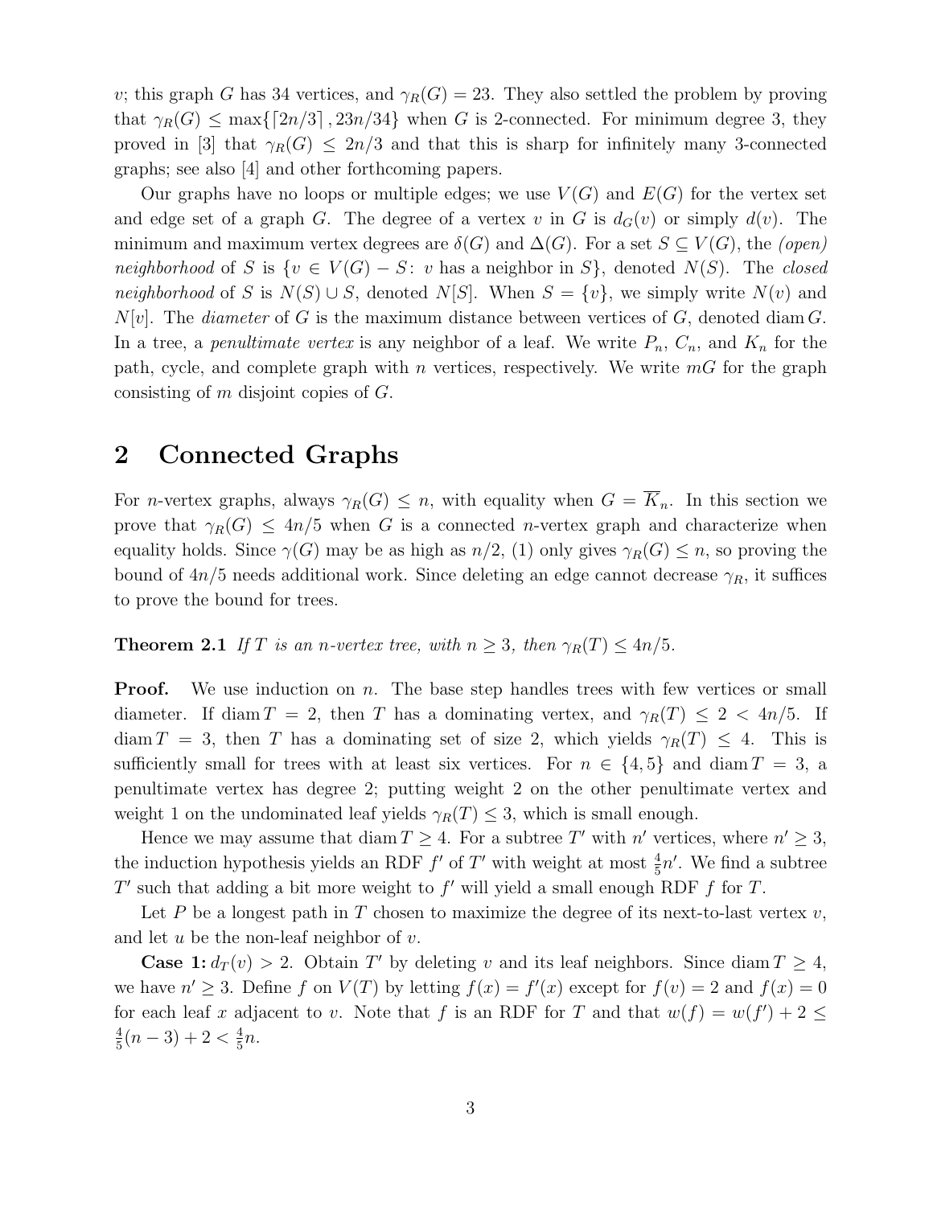$v$; this graph $G$ has 34 vertices, and $\gamma_R(G) = 23$. They also settled the problem by proving that $\gamma_R(G) \le \max\{\lceil 2n/3 \rceil, 23n/34\}$ when $G$ is 2-connected. For minimum degree 3, they proved in [3] that $\gamma_R(G) \le 2n/3$ and that this is sharp for infinitely many 3-connected graphs; see also [4] and other forthcoming papers.

Our graphs have no loops or multiple edges; we use $V(G)$ and $E(G)$ for the vertex set and edge set of a graph $G$. The degree of a vertex $v$ in $G$ is $d_G(v)$ or simply $d(v)$. The minimum and maximum vertex degrees are $\delta(G)$ and $\Delta(G)$. For a set $S \subseteq V(G)$, the *(open) neighborhood* of $S$ is $\{v \in V(G) - S\colon\ v$ has a neighbor in $S\}$, denoted $N(S)$. The *closed neighborhood* of $S$ is $N(S) \cup S$, denoted $N[S]$. When $S = \{v\}$, we simply write $N(v)$ and $N[v]$. The *diameter* of $G$ is the maximum distance between vertices of $G$, denoted $\operatorname{diam} G$. In a tree, a *penultimate vertex* is any neighbor of a leaf. We write $P_n$, $C_n$, and $K_n$ for the path, cycle, and complete graph with $n$ vertices, respectively. We write $mG$ for the graph consisting of $m$ disjoint copies of $G$.

## 2 Connected Graphs

For $n$-vertex graphs, always $\gamma_R(G) \le n$, with equality when $G = \overline{K}_n$. In this section we prove that $\gamma_R(G) \le 4n/5$ when $G$ is a connected $n$-vertex graph and characterize when equality holds. Since $\gamma(G)$ may be as high as $n/2$, (1) only gives $\gamma_R(G) \le n$, so proving the bound of $4n/5$ needs additional work. Since deleting an edge cannot decrease $\gamma_R$, it suffices to prove the bound for trees.

**Theorem 2.1** *If $T$ is an $n$-vertex tree, with $n \ge 3$, then $\gamma_R(T) \le 4n/5$.*

**Proof.** We use induction on $n$. The base step handles trees with few vertices or small diameter. If $\operatorname{diam} T = 2$, then $T$ has a dominating vertex, and $\gamma_R(T) \le 2 < 4n/5$. If $\operatorname{diam} T = 3$, then $T$ has a dominating set of size 2, which yields $\gamma_R(T) \le 4$. This is sufficiently small for trees with at least six vertices. For $n \in \{4, 5\}$ and $\operatorname{diam} T = 3$, a penultimate vertex has degree 2; putting weight 2 on the other penultimate vertex and weight 1 on the undominated leaf yields $\gamma_R(T) \le 3$, which is small enough.

Hence we may assume that $\operatorname{diam} T \ge 4$. For a subtree $T'$ with $n'$ vertices, where $n' \ge 3$, the induction hypothesis yields an RDF $f'$ of $T'$ with weight at most $\frac{4}{5}n'$. We find a subtree $T'$ such that adding a bit more weight to $f'$ will yield a small enough RDF $f$ for $T$.

Let $P$ be a longest path in $T$ chosen to maximize the degree of its next-to-last vertex $v$, and let $u$ be the non-leaf neighbor of $v$.

**Case 1:** $d_T(v) > 2$. Obtain $T'$ by deleting $v$ and its leaf neighbors. Since $\operatorname{diam} T \ge 4$, we have $n' \ge 3$. Define $f$ on $V(T)$ by letting $f(x) = f'(x)$ except for $f(v) = 2$ and $f(x) = 0$ for each leaf $x$ adjacent to $v$. Note that $f$ is an RDF for $T$ and that $w(f) = w(f') + 2 \le \frac{4}{5}(n-3) + 2 < \frac{4}{5}n$.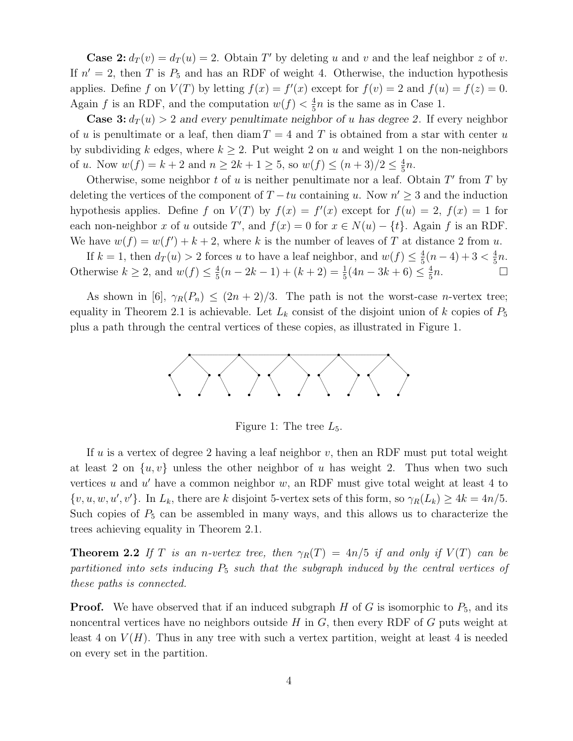**Case 2:** $d_T(v) = d_T(u) = 2$. Obtain $T'$ by deleting $u$ and $v$ and the leaf neighbor $z$ of $v$. If $n' = 2$, then $T$ is $P_5$ and has an RDF of weight 4. Otherwise, the induction hypothesis applies. Define $f$ on $V(T)$ by letting $f(x) = f'(x)$ except for $f(v) = 2$ and $f(u) = f(z) = 0$. Again $f$ is an RDF, and the computation $w(f) < \frac{4}{5}n$ is the same as in Case 1.

**Case 3:** *$d_T(u) > 2$ and every penultimate neighbor of $u$ has degree 2.* If every neighbor of $u$ is penultimate or a leaf, then $\operatorname{diam} T = 4$ and $T$ is obtained from a star with center $u$ by subdividing $k$ edges, where $k \geq 2$. Put weight 2 on $u$ and weight 1 on the non-neighbors of $u$. Now $w(f) = k + 2$ and $n \geq 2k + 1 \geq 5$, so $w(f) \leq (n + 3)/2 \leq \frac{4}{5}n$.

Otherwise, some neighbor $t$ of $u$ is neither penultimate nor a leaf. Obtain $T'$ from $T$ by deleting the vertices of the component of $T - tu$ containing $u$. Now $n' \geq 3$ and the induction hypothesis applies. Define $f$ on $V(T)$ by $f(x) = f'(x)$ except for $f(u) = 2$, $f(x) = 1$ for each non-neighbor $x$ of $u$ outside $T'$, and $f(x) = 0$ for $x \in N(u) - \{t\}$. Again $f$ is an RDF. We have $w(f) = w(f') + k + 2$, where $k$ is the number of leaves of $T$ at distance 2 from $u$.

If $k = 1$, then $d_T(u) > 2$ forces $u$ to have a leaf neighbor, and $w(f) \leq \frac{4}{5}(n - 4) + 3 < \frac{4}{5}n$. Otherwise $k \geq 2$, and $w(f) \leq \frac{4}{5}(n - 2k - 1) + (k + 2) = \frac{1}{5}(4n - 3k + 6) \leq \frac{4}{5}n$. □

As shown in [6], $\gamma_R(P_n) \leq (2n + 2)/3$. The path is not the worst-case $n$-vertex tree; equality in Theorem 2.1 is achievable. Let $L_k$ consist of the disjoint union of $k$ copies of $P_5$ plus a path through the central vertices of these copies, as illustrated in Figure 1.

Figure 1: The tree $L_5$.

If $u$ is a vertex of degree 2 having a leaf neighbor $v$, then an RDF must put total weight at least 2 on $\{u, v\}$ unless the other neighbor of $u$ has weight 2. Thus when two such vertices $u$ and $u'$ have a common neighbor $w$, an RDF must give total weight at least 4 to $\{v, u, w, u', v'\}$. In $L_k$, there are $k$ disjoint 5-vertex sets of this form, so $\gamma_R(L_k) \geq 4k = 4n/5$. Such copies of $P_5$ can be assembled in many ways, and this allows us to characterize the trees achieving equality in Theorem 2.1.

**Theorem 2.2** *If $T$ is an $n$-vertex tree, then $\gamma_R(T) = 4n/5$ if and only if $V(T)$ can be partitioned into sets inducing $P_5$ such that the subgraph induced by the central vertices of these paths is connected.*

**Proof.** We have observed that if an induced subgraph $H$ of $G$ is isomorphic to $P_5$, and its noncentral vertices have no neighbors outside $H$ in $G$, then every RDF of $G$ puts weight at least 4 on $V(H)$. Thus in any tree with such a vertex partition, weight at least 4 is needed on every set in the partition.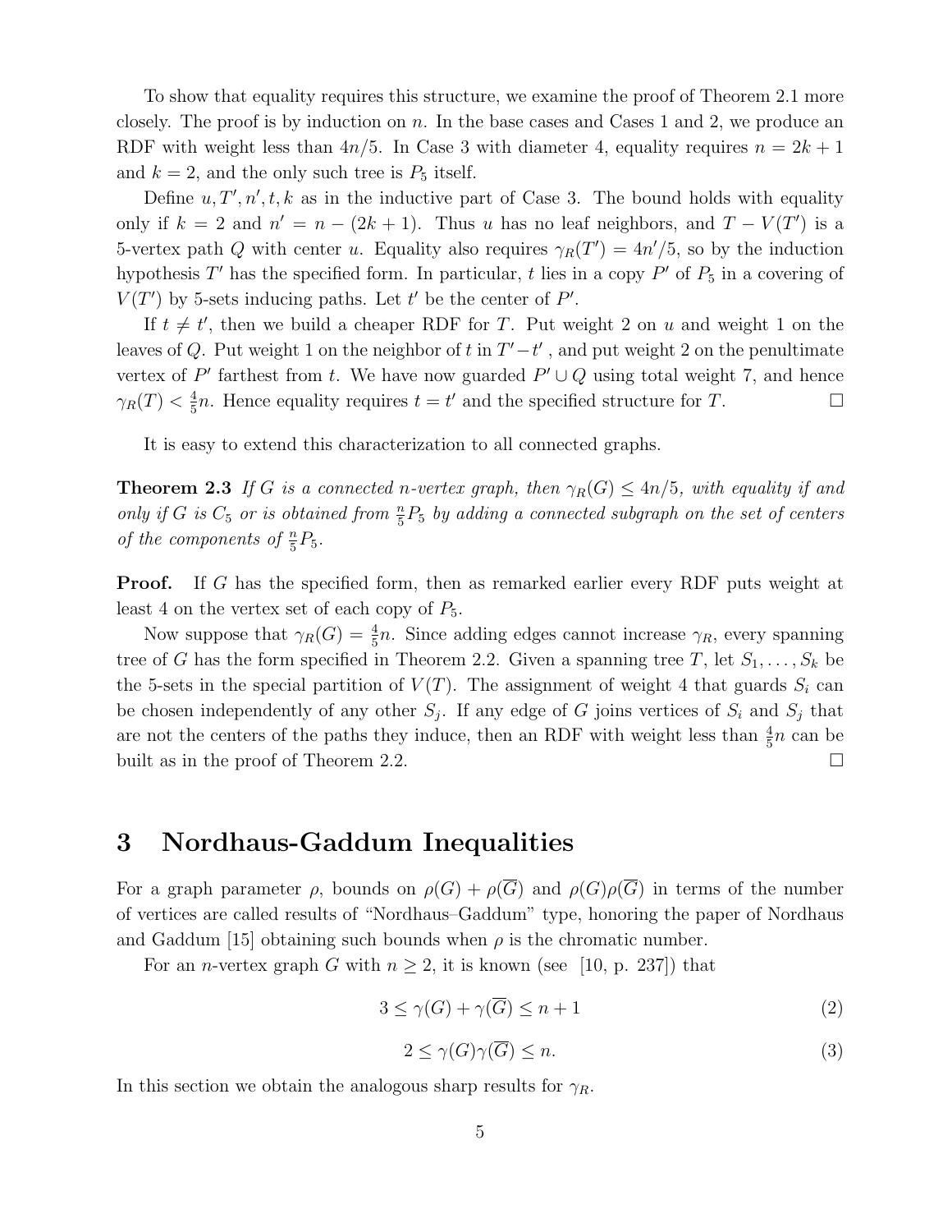To show that equality requires this structure, we examine the proof of Theorem 2.1 more closely. The proof is by induction on $n$. In the base cases and Cases 1 and 2, we produce an RDF with weight less than $4n/5$. In Case 3 with diameter 4, equality requires $n = 2k + 1$ and $k = 2$, and the only such tree is $P_5$ itself.

Define $u, T', n', t, k$ as in the inductive part of Case 3. The bound holds with equality only if $k = 2$ and $n' = n - (2k + 1)$. Thus $u$ has no leaf neighbors, and $T - V(T')$ is a 5-vertex path $Q$ with center $u$. Equality also requires $\gamma_R(T') = 4n'/5$, so by the induction hypothesis $T'$ has the specified form. In particular, $t$ lies in a copy $P'$ of $P_5$ in a covering of $V(T')$ by 5-sets inducing paths. Let $t'$ be the center of $P'$.

If $t \neq t'$, then we build a cheaper RDF for $T$. Put weight 2 on $u$ and weight 1 on the leaves of $Q$. Put weight 1 on the neighbor of $t$ in $T' - t'$, and put weight 2 on the penultimate vertex of $P'$ farthest from $t$. We have now guarded $P' \cup Q$ using total weight 7, and hence $\gamma_R(T) < \frac{4}{5}n$. Hence equality requires $t = t'$ and the specified structure for $T$. □

It is easy to extend this characterization to all connected graphs.

**Theorem 2.3** *If $G$ is a connected $n$-vertex graph, then $\gamma_R(G) \leq 4n/5$, with equality if and only if $G$ is $C_5$ or is obtained from $\frac{n}{5}P_5$ by adding a connected subgraph on the set of centers of the components of $\frac{n}{5}P_5$.*

**Proof.** If $G$ has the specified form, then as remarked earlier every RDF puts weight at least 4 on the vertex set of each copy of $P_5$.

Now suppose that $\gamma_R(G) = \frac{4}{5}n$. Since adding edges cannot increase $\gamma_R$, every spanning tree of $G$ has the form specified in Theorem 2.2. Given a spanning tree $T$, let $S_1, \ldots, S_k$ be the 5-sets in the special partition of $V(T)$. The assignment of weight 4 that guards $S_i$ can be chosen independently of any other $S_j$. If any edge of $G$ joins vertices of $S_i$ and $S_j$ that are not the centers of the paths they induce, then an RDF with weight less than $\frac{4}{5}n$ can be built as in the proof of Theorem 2.2. □

## 3 Nordhaus-Gaddum Inequalities

For a graph parameter $\rho$, bounds on $\rho(G) + \rho(\overline{G})$ and $\rho(G)\rho(\overline{G})$ in terms of the number of vertices are called results of "Nordhaus–Gaddum" type, honoring the paper of Nordhaus and Gaddum [15] obtaining such bounds when $\rho$ is the chromatic number.

For an $n$-vertex graph $G$ with $n \geq 2$, it is known (see [10, p. 237]) that

$$3 \leq \gamma(G) + \gamma(\overline{G}) \leq n + 1 \tag{2}$$

$$2 \leq \gamma(G)\gamma(\overline{G}) \leq n. \tag{3}$$

In this section we obtain the analogous sharp results for $\gamma_R$.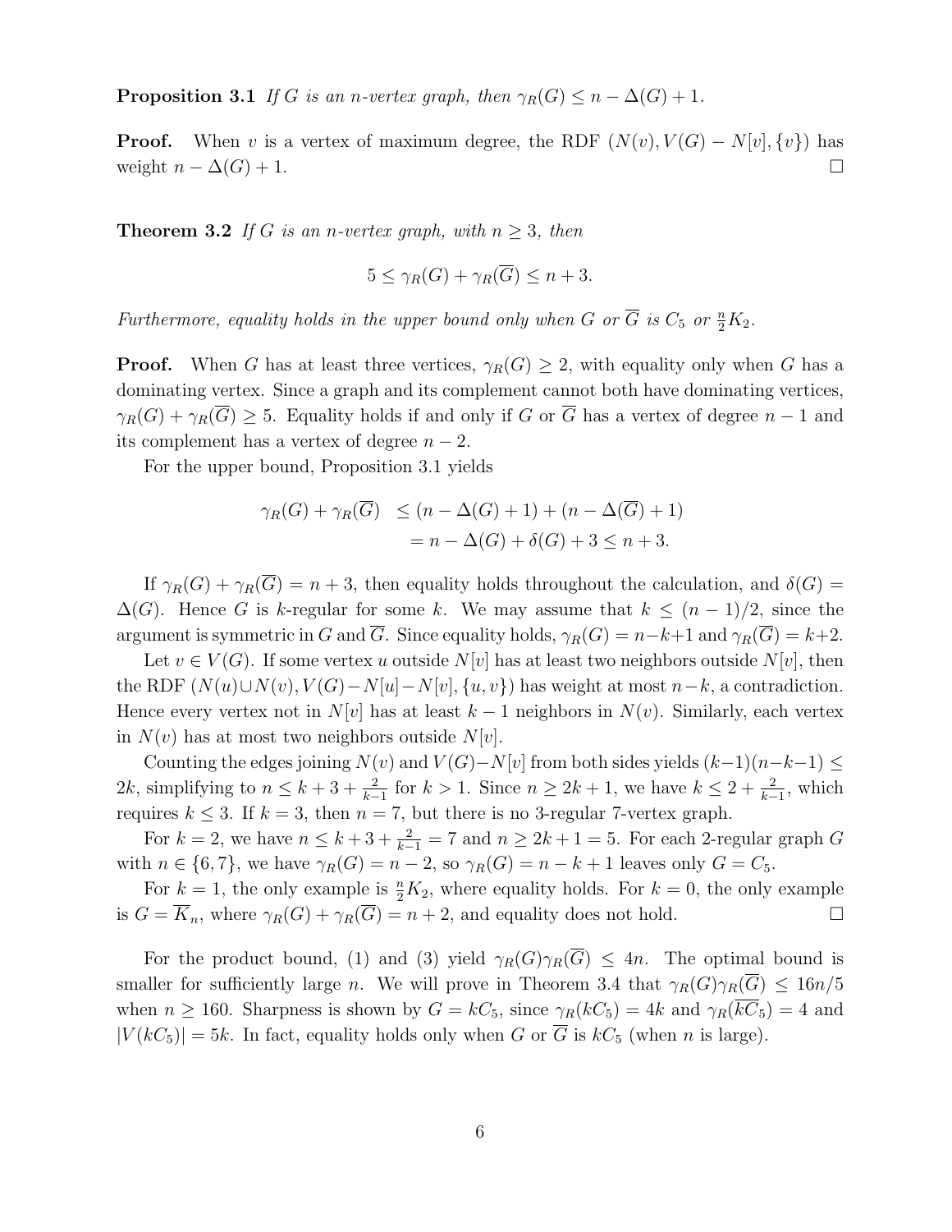**Proposition 3.1** *If $G$ is an $n$-vertex graph, then $\gamma_R(G) \le n - \Delta(G) + 1$.*

**Proof.** When $v$ is a vertex of maximum degree, the RDF $(N(v), V(G) - N[v], \{v\})$ has weight $n - \Delta(G) + 1$. $\square$

**Theorem 3.2** *If $G$ is an $n$-vertex graph, with $n \ge 3$, then*

$$5 \le \gamma_R(G) + \gamma_R(\overline{G}) \le n + 3.$$

*Furthermore, equality holds in the upper bound only when $G$ or $\overline{G}$ is $C_5$ or $\frac{n}{2}K_2$.*

**Proof.** When $G$ has at least three vertices, $\gamma_R(G) \ge 2$, with equality only when $G$ has a dominating vertex. Since a graph and its complement cannot both have dominating vertices, $\gamma_R(G) + \gamma_R(\overline{G}) \ge 5$. Equality holds if and only if $G$ or $\overline{G}$ has a vertex of degree $n-1$ and its complement has a vertex of degree $n-2$.

For the upper bound, Proposition 3.1 yields

$$\begin{aligned} \gamma_R(G) + \gamma_R(\overline{G}) &\le (n - \Delta(G) + 1) + (n - \Delta(\overline{G}) + 1) \\ &= n - \Delta(G) + \delta(G) + 3 \le n + 3. \end{aligned}$$

If $\gamma_R(G) + \gamma_R(\overline{G}) = n + 3$, then equality holds throughout the calculation, and $\delta(G) = \Delta(G)$. Hence $G$ is $k$-regular for some $k$. We may assume that $k \le (n-1)/2$, since the argument is symmetric in $G$ and $\overline{G}$. Since equality holds, $\gamma_R(G) = n-k+1$ and $\gamma_R(\overline{G}) = k+2$.

Let $v \in V(G)$. If some vertex $u$ outside $N[v]$ has at least two neighbors outside $N[v]$, then the RDF $(N(u) \cup N(v), V(G) - N[u] - N[v], \{u, v\})$ has weight at most $n-k$, a contradiction. Hence every vertex not in $N[v]$ has at least $k-1$ neighbors in $N(v)$. Similarly, each vertex in $N(v)$ has at most two neighbors outside $N[v]$.

Counting the edges joining $N(v)$ and $V(G) - N[v]$ from both sides yields $(k-1)(n-k-1) \le 2k$, simplifying to $n \le k + 3 + \frac{2}{k-1}$ for $k > 1$. Since $n \ge 2k+1$, we have $k \le 2 + \frac{2}{k-1}$, which requires $k \le 3$. If $k = 3$, then $n = 7$, but there is no 3-regular 7-vertex graph.

For $k = 2$, we have $n \le k + 3 + \frac{2}{k-1} = 7$ and $n \ge 2k + 1 = 5$. For each 2-regular graph $G$ with $n \in \{6, 7\}$, we have $\gamma_R(G) = n - 2$, so $\gamma_R(G) = n - k + 1$ leaves only $G = C_5$.

For $k = 1$, the only example is $\frac{n}{2}K_2$, where equality holds. For $k = 0$, the only example is $G = \overline{K}_n$, where $\gamma_R(G) + \gamma_R(\overline{G}) = n + 2$, and equality does not hold. $\square$

For the product bound, (1) and (3) yield $\gamma_R(G)\gamma_R(\overline{G}) \le 4n$. The optimal bound is smaller for sufficiently large $n$. We will prove in Theorem 3.4 that $\gamma_R(G)\gamma_R(\overline{G}) \le 16n/5$ when $n \ge 160$. Sharpness is shown by $G = kC_5$, since $\gamma_R(kC_5) = 4k$ and $\gamma_R(\overline{kC_5}) = 4$ and $|V(kC_5)| = 5k$. In fact, equality holds only when $G$ or $\overline{G}$ is $kC_5$ (when $n$ is large).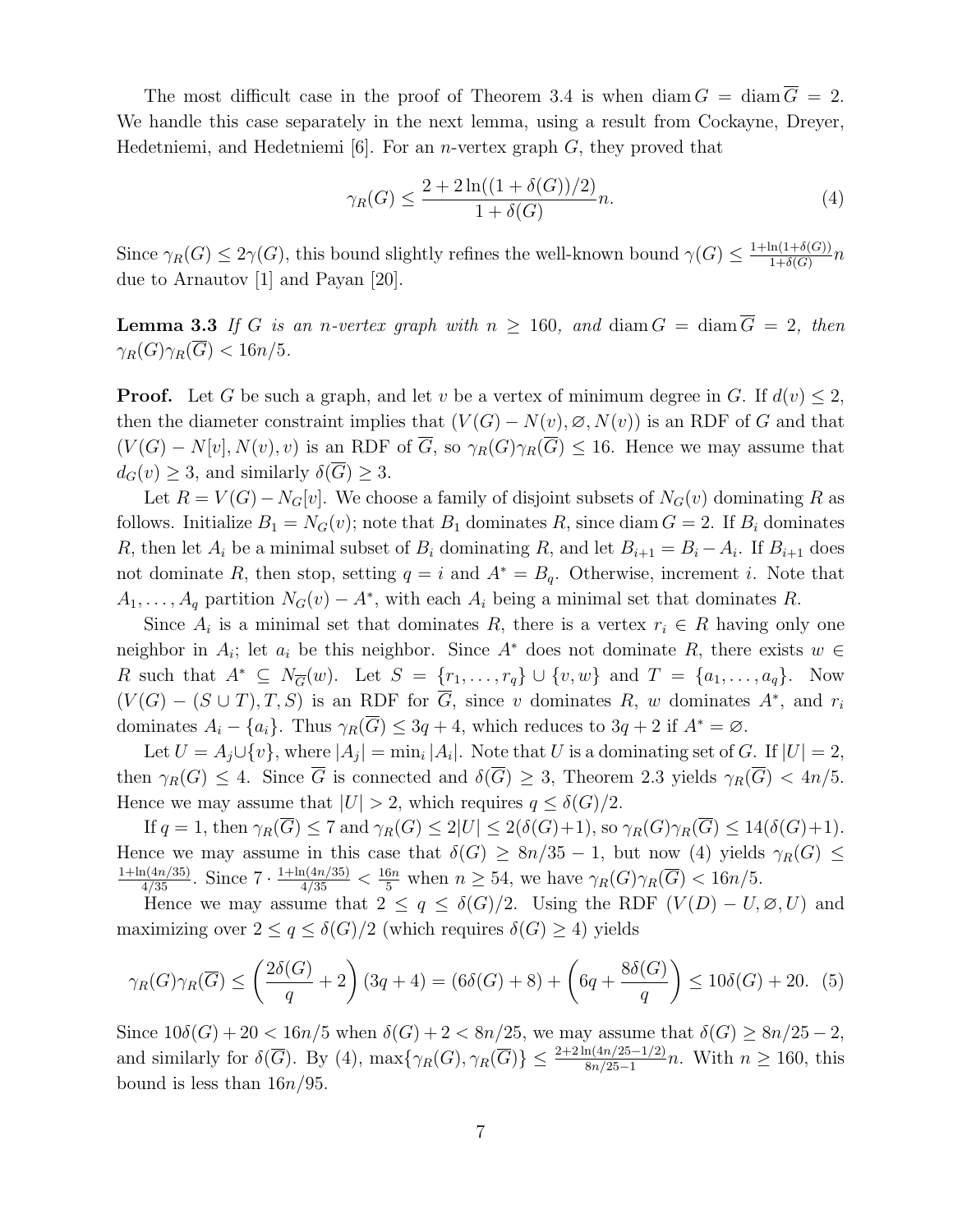The most difficult case in the proof of Theorem 3.4 is when $\operatorname{diam} G = \operatorname{diam} \overline{G} = 2$. We handle this case separately in the next lemma, using a result from Cockayne, Dreyer, Hedetniemi, and Hedetniemi [6]. For an $n$-vertex graph $G$, they proved that

$$\gamma_R(G) \leq \frac{2 + 2\ln((1+\delta(G))/2)}{1+\delta(G)} n. \tag{4}$$

Since $\gamma_R(G) \leq 2\gamma(G)$, this bound slightly refines the well-known bound $\gamma(G) \leq \frac{1+\ln(1+\delta(G))}{1+\delta(G)} n$ due to Arnautov [1] and Payan [20].

**Lemma 3.3** *If $G$ is an $n$-vertex graph with $n \geq 160$, and $\operatorname{diam} G = \operatorname{diam} \overline{G} = 2$, then $\gamma_R(G)\gamma_R(\overline{G}) < 16n/5$.*

**Proof.** Let $G$ be such a graph, and let $v$ be a vertex of minimum degree in $G$. If $d(v) \leq 2$, then the diameter constraint implies that $(V(G) - N(v), \varnothing, N(v))$ is an RDF of $G$ and that $(V(G) - N[v], N(v), v)$ is an RDF of $\overline{G}$, so $\gamma_R(G)\gamma_R(\overline{G}) \leq 16$. Hence we may assume that $d_G(v) \geq 3$, and similarly $\delta(\overline{G}) \geq 3$.

Let $R = V(G) - N_G[v]$. We choose a family of disjoint subsets of $N_G(v)$ dominating $R$ as follows. Initialize $B_1 = N_G(v)$; note that $B_1$ dominates $R$, since $\operatorname{diam} G = 2$. If $B_i$ dominates $R$, then let $A_i$ be a minimal subset of $B_i$ dominating $R$, and let $B_{i+1} = B_i - A_i$. If $B_{i+1}$ does not dominate $R$, then stop, setting $q = i$ and $A^* = B_q$. Otherwise, increment $i$. Note that $A_1, \ldots, A_q$ partition $N_G(v) - A^*$, with each $A_i$ being a minimal set that dominates $R$.

Since $A_i$ is a minimal set that dominates $R$, there is a vertex $r_i \in R$ having only one neighbor in $A_i$; let $a_i$ be this neighbor. Since $A^*$ does not dominate $R$, there exists $w \in R$ such that $A^* \subseteq N_{\overline{G}}(w)$. Let $S = \{r_1, \ldots, r_q\} \cup \{v, w\}$ and $T = \{a_1, \ldots, a_q\}$. Now $(V(G) - (S \cup T), T, S)$ is an RDF for $\overline{G}$, since $v$ dominates $R$, $w$ dominates $A^*$, and $r_i$ dominates $A_i - \{a_i\}$. Thus $\gamma_R(\overline{G}) \leq 3q + 4$, which reduces to $3q + 2$ if $A^* = \varnothing$.

Let $U = A_j \cup \{v\}$, where $|A_j| = \min_i |A_i|$. Note that $U$ is a dominating set of $G$. If $|U| = 2$, then $\gamma_R(G) \leq 4$. Since $\overline{G}$ is connected and $\delta(\overline{G}) \geq 3$, Theorem 2.3 yields $\gamma_R(\overline{G}) < 4n/5$. Hence we may assume that $|U| > 2$, which requires $q \leq \delta(G)/2$.

If $q = 1$, then $\gamma_R(\overline{G}) \leq 7$ and $\gamma_R(G) \leq 2|U| \leq 2(\delta(G)+1)$, so $\gamma_R(G)\gamma_R(\overline{G}) \leq 14(\delta(G)+1)$. Hence we may assume in this case that $\delta(G) \geq 8n/35 - 1$, but now (4) yields $\gamma_R(G) \leq \frac{1+\ln(4n/35)}{4/35}$. Since $7 \cdot \frac{1+\ln(4n/35)}{4/35} < \frac{16n}{5}$ when $n \geq 54$, we have $\gamma_R(G)\gamma_R(\overline{G}) < 16n/5$.

Hence we may assume that $2 \leq q \leq \delta(G)/2$. Using the RDF $(V(D) - U, \varnothing, U)$ and maximizing over $2 \leq q \leq \delta(G)/2$ (which requires $\delta(G) \geq 4$) yields

$$\gamma_R(G)\gamma_R(\overline{G}) \leq \left(\frac{2\delta(G)}{q} + 2\right)(3q+4) = (6\delta(G) + 8) + \left(6q + \frac{8\delta(G)}{q}\right) \leq 10\delta(G) + 20. \tag{5}$$

Since $10\delta(G) + 20 < 16n/5$ when $\delta(G) + 2 < 8n/25$, we may assume that $\delta(G) \geq 8n/25 - 2$, and similarly for $\delta(\overline{G})$. By (4), $\max\{\gamma_R(G), \gamma_R(\overline{G})\} \leq \frac{2+2\ln(4n/25-1/2)}{8n/25-1} n$. With $n \geq 160$, this bound is less than $16n/95$.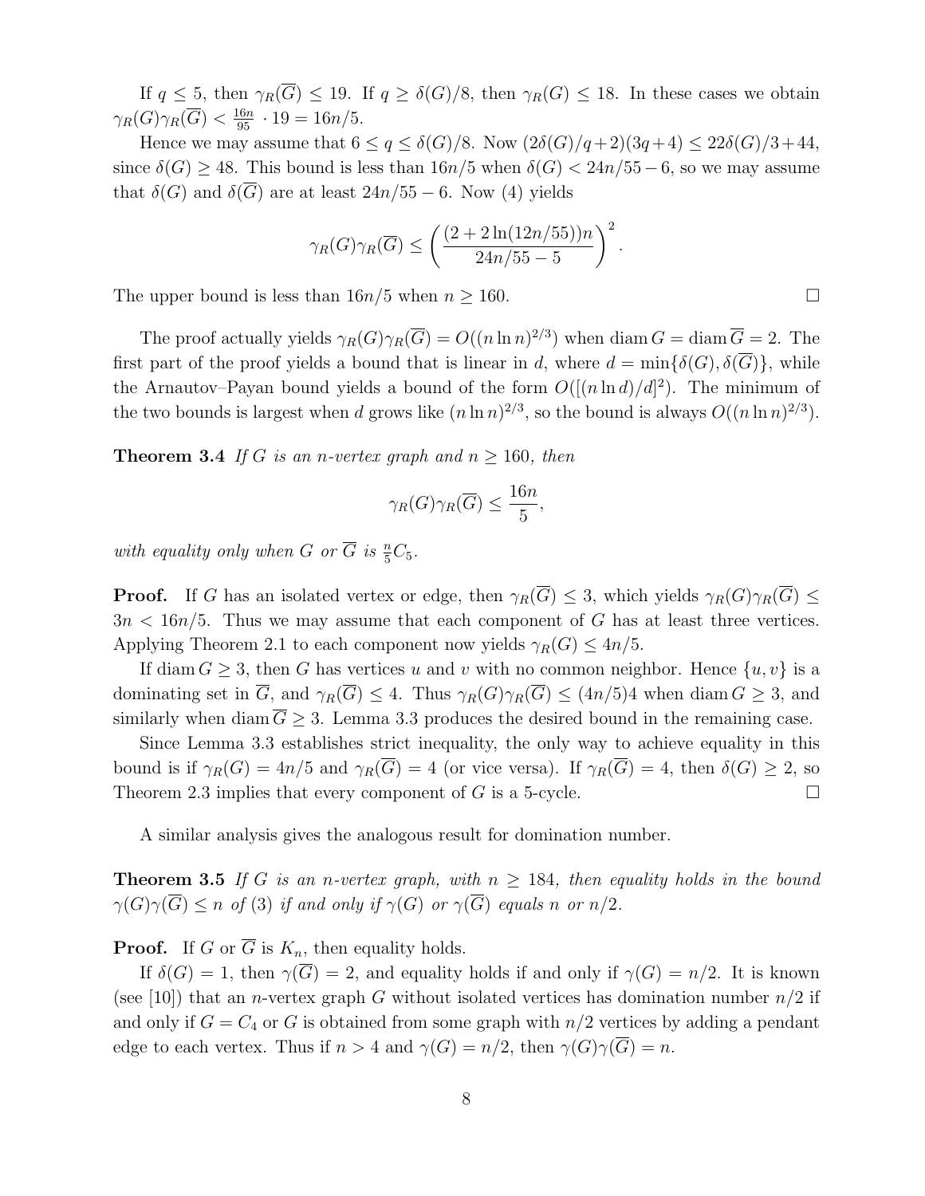If $q \leq 5$, then $\gamma_R(\overline{G}) \leq 19$. If $q \geq \delta(G)/8$, then $\gamma_R(G) \leq 18$. In these cases we obtain $\gamma_R(G)\gamma_R(\overline{G}) < \frac{16n}{95} \cdot 19 = 16n/5$.

Hence we may assume that $6 \leq q \leq \delta(G)/8$. Now $(2\delta(G)/q+2)(3q+4) \leq 22\delta(G)/3+44$, since $\delta(G) \geq 48$. This bound is less than $16n/5$ when $\delta(G) < 24n/55 - 6$, so we may assume that $\delta(G)$ and $\delta(\overline{G})$ are at least $24n/55 - 6$. Now (4) yields

$$\gamma_R(G)\gamma_R(\overline{G}) \leq \left(\frac{(2+2\ln(12n/55))n}{24n/55-5}\right)^2.$$

The upper bound is less than $16n/5$ when $n \geq 160$. □

The proof actually yields $\gamma_R(G)\gamma_R(\overline{G}) = O((n \ln n)^{2/3})$ when $\operatorname{diam} G = \operatorname{diam} \overline{G} = 2$. The first part of the proof yields a bound that is linear in $d$, where $d = \min\{\delta(G), \delta(\overline{G})\}$, while the Arnautov–Payan bound yields a bound of the form $O([(n \ln d)/d]^2)$. The minimum of the two bounds is largest when $d$ grows like $(n \ln n)^{2/3}$, so the bound is always $O((n \ln n)^{2/3})$.

**Theorem 3.4** *If $G$ is an $n$-vertex graph and $n \geq 160$, then*

$$\gamma_R(G)\gamma_R(\overline{G}) \leq \frac{16n}{5},$$

*with equality only when $G$ or $\overline{G}$ is $\frac{n}{5}C_5$.*

**Proof.** If $G$ has an isolated vertex or edge, then $\gamma_R(\overline{G}) \leq 3$, which yields $\gamma_R(G)\gamma_R(\overline{G}) \leq 3n < 16n/5$. Thus we may assume that each component of $G$ has at least three vertices. Applying Theorem 2.1 to each component now yields $\gamma_R(G) \leq 4n/5$.

If $\operatorname{diam} G \geq 3$, then $G$ has vertices $u$ and $v$ with no common neighbor. Hence $\{u, v\}$ is a dominating set in $\overline{G}$, and $\gamma_R(\overline{G}) \leq 4$. Thus $\gamma_R(G)\gamma_R(\overline{G}) \leq (4n/5)4$ when $\operatorname{diam} G \geq 3$, and similarly when $\operatorname{diam} \overline{G} \geq 3$. Lemma 3.3 produces the desired bound in the remaining case.

Since Lemma 3.3 establishes strict inequality, the only way to achieve equality in this bound is if $\gamma_R(G) = 4n/5$ and $\gamma_R(\overline{G}) = 4$ (or vice versa). If $\gamma_R(\overline{G}) = 4$, then $\delta(G) \geq 2$, so Theorem 2.3 implies that every component of $G$ is a 5-cycle. □

A similar analysis gives the analogous result for domination number.

**Theorem 3.5** *If $G$ is an $n$-vertex graph, with $n \geq 184$, then equality holds in the bound $\gamma(G)\gamma(\overline{G}) \leq n$ of (3) if and only if $\gamma(G)$ or $\gamma(\overline{G})$ equals $n$ or $n/2$.*

**Proof.** If $G$ or $\overline{G}$ is $K_n$, then equality holds.

If $\delta(G) = 1$, then $\gamma(\overline{G}) = 2$, and equality holds if and only if $\gamma(G) = n/2$. It is known (see [10]) that an $n$-vertex graph $G$ without isolated vertices has domination number $n/2$ if and only if $G = C_4$ or $G$ is obtained from some graph with $n/2$ vertices by adding a pendant edge to each vertex. Thus if $n > 4$ and $\gamma(G) = n/2$, then $\gamma(G)\gamma(\overline{G}) = n$.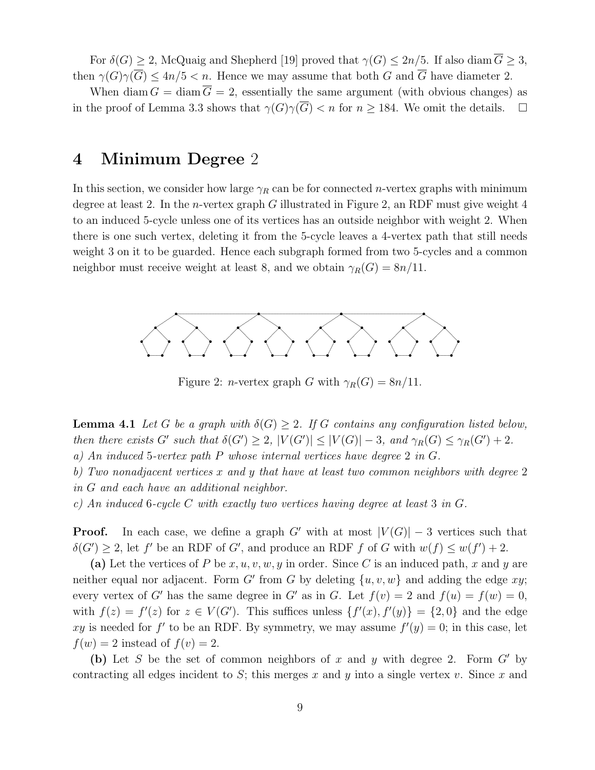For $\delta(G) \geq 2$, McQuaig and Shepherd [19] proved that $\gamma(G) \leq 2n/5$. If also $\operatorname{diam} \overline{G} \geq 3$, then $\gamma(G)\gamma(\overline{G}) \leq 4n/5 < n$. Hence we may assume that both $G$ and $\overline{G}$ have diameter 2.

When $\operatorname{diam} G = \operatorname{diam} \overline{G} = 2$, essentially the same argument (with obvious changes) as in the proof of Lemma 3.3 shows that $\gamma(G)\gamma(\overline{G}) < n$ for $n \geq 184$. We omit the details. $\square$

# 4 Minimum Degree 2

In this section, we consider how large $\gamma_R$ can be for connected $n$-vertex graphs with minimum degree at least 2. In the $n$-vertex graph $G$ illustrated in Figure 2, an RDF must give weight 4 to an induced 5-cycle unless one of its vertices has an outside neighbor with weight 2. When there is one such vertex, deleting it from the 5-cycle leaves a 4-vertex path that still needs weight 3 on it to be guarded. Hence each subgraph formed from two 5-cycles and a common neighbor must receive weight at least 8, and we obtain $\gamma_R(G) = 8n/11$.

Figure 2: $n$-vertex graph $G$ with $\gamma_R(G) = 8n/11$.

**Lemma 4.1** *Let $G$ be a graph with $\delta(G) \geq 2$. If $G$ contains any configuration listed below, then there exists $G'$ such that $\delta(G') \geq 2$, $|V(G')| \leq |V(G)| - 3$, and $\gamma_R(G) \leq \gamma_R(G') + 2$.*
*a) An induced 5-vertex path $P$ whose internal vertices have degree 2 in $G$.*
*b) Two nonadjacent vertices $x$ and $y$ that have at least two common neighbors with degree 2 in $G$ and each have an additional neighbor.*
*c) An induced 6-cycle $C$ with exactly two vertices having degree at least 3 in $G$.*

**Proof.** In each case, we define a graph $G'$ with at most $|V(G)| - 3$ vertices such that $\delta(G') \geq 2$, let $f'$ be an RDF of $G'$, and produce an RDF $f$ of $G$ with $w(f) \leq w(f') + 2$.

**(a)** Let the vertices of $P$ be $x, u, v, w, y$ in order. Since $C$ is an induced path, $x$ and $y$ are neither equal nor adjacent. Form $G'$ from $G$ by deleting $\{u, v, w\}$ and adding the edge $xy$; every vertex of $G'$ has the same degree in $G'$ as in $G$. Let $f(v) = 2$ and $f(u) = f(w) = 0$, with $f(z) = f'(z)$ for $z \in V(G')$. This suffices unless $\{f'(x), f'(y)\} = \{2, 0\}$ and the edge $xy$ is needed for $f'$ to be an RDF. By symmetry, we may assume $f'(y) = 0$; in this case, let $f(w) = 2$ instead of $f(v) = 2$.

**(b)** Let $S$ be the set of common neighbors of $x$ and $y$ with degree 2. Form $G'$ by contracting all edges incident to $S$; this merges $x$ and $y$ into a single vertex $v$. Since $x$ and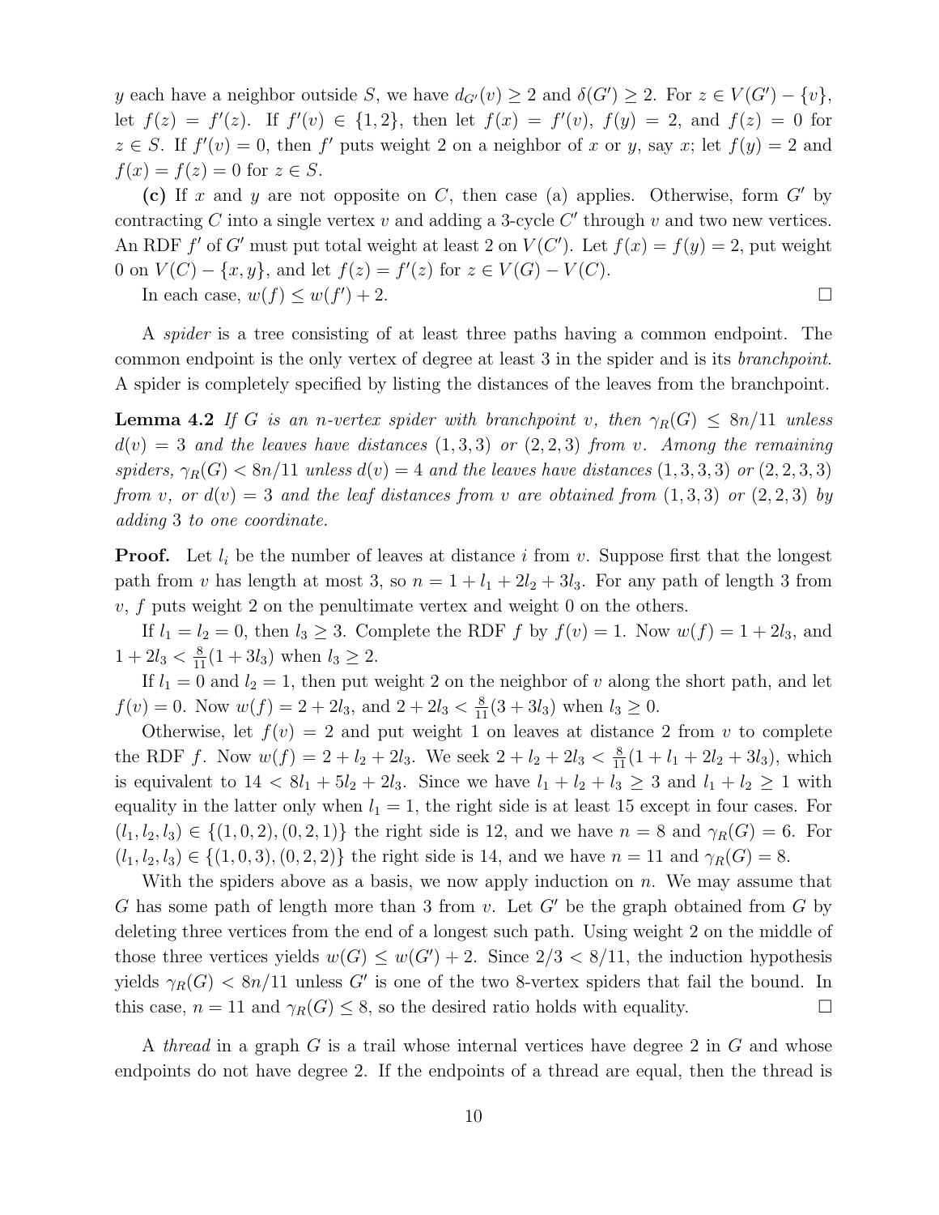$y$ each have a neighbor outside $S$, we have $d_{G'}(v) \geq 2$ and $\delta(G') \geq 2$. For $z \in V(G') - \{v\}$, let $f(z) = f'(z)$. If $f'(v) \in \{1, 2\}$, then let $f(x) = f'(v)$, $f(y) = 2$, and $f(z) = 0$ for $z \in S$. If $f'(v) = 0$, then $f'$ puts weight 2 on a neighbor of $x$ or $y$, say $x$; let $f(y) = 2$ and $f(x) = f(z) = 0$ for $z \in S$.

**(c)** If $x$ and $y$ are not opposite on $C$, then case (a) applies. Otherwise, form $G'$ by contracting $C$ into a single vertex $v$ and adding a 3-cycle $C'$ through $v$ and two new vertices. An RDF $f'$ of $G'$ must put total weight at least 2 on $V(C')$. Let $f(x) = f(y) = 2$, put weight 0 on $V(C) - \{x, y\}$, and let $f(z) = f'(z)$ for $z \in V(G) - V(C)$.

In each case, $w(f) \leq w(f') + 2$. □

A *spider* is a tree consisting of at least three paths having a common endpoint. The common endpoint is the only vertex of degree at least 3 in the spider and is its *branchpoint*. A spider is completely specified by listing the distances of the leaves from the branchpoint.

**Lemma 4.2** *If $G$ is an $n$-vertex spider with branchpoint $v$, then $\gamma_R(G) \leq 8n/11$ unless $d(v) = 3$ and the leaves have distances $(1, 3, 3)$ or $(2, 2, 3)$ from $v$. Among the remaining spiders, $\gamma_R(G) < 8n/11$ unless $d(v) = 4$ and the leaves have distances $(1, 3, 3, 3)$ or $(2, 2, 3, 3)$ from $v$, or $d(v) = 3$ and the leaf distances from $v$ are obtained from $(1, 3, 3)$ or $(2, 2, 3)$ by adding 3 to one coordinate.*

**Proof.** Let $l_i$ be the number of leaves at distance $i$ from $v$. Suppose first that the longest path from $v$ has length at most 3, so $n = 1 + l_1 + 2l_2 + 3l_3$. For any path of length 3 from $v$, $f$ puts weight 2 on the penultimate vertex and weight 0 on the others.

If $l_1 = l_2 = 0$, then $l_3 \geq 3$. Complete the RDF $f$ by $f(v) = 1$. Now $w(f) = 1 + 2l_3$, and $1 + 2l_3 < \frac{8}{11}(1 + 3l_3)$ when $l_3 \geq 2$.

If $l_1 = 0$ and $l_2 = 1$, then put weight 2 on the neighbor of $v$ along the short path, and let $f(v) = 0$. Now $w(f) = 2 + 2l_3$, and $2 + 2l_3 < \frac{8}{11}(3 + 3l_3)$ when $l_3 \geq 0$.

Otherwise, let $f(v) = 2$ and put weight 1 on leaves at distance 2 from $v$ to complete the RDF $f$. Now $w(f) = 2 + l_2 + 2l_3$. We seek $2 + l_2 + 2l_3 < \frac{8}{11}(1 + l_1 + 2l_2 + 3l_3)$, which is equivalent to $14 < 8l_1 + 5l_2 + 2l_3$. Since we have $l_1 + l_2 + l_3 \geq 3$ and $l_1 + l_2 \geq 1$ with equality in the latter only when $l_1 = 1$, the right side is at least 15 except in four cases. For $(l_1, l_2, l_3) \in \{(1, 0, 2), (0, 2, 1)\}$ the right side is 12, and we have $n = 8$ and $\gamma_R(G) = 6$. For $(l_1, l_2, l_3) \in \{(1, 0, 3), (0, 2, 2)\}$ the right side is 14, and we have $n = 11$ and $\gamma_R(G) = 8$.

With the spiders above as a basis, we now apply induction on $n$. We may assume that $G$ has some path of length more than 3 from $v$. Let $G'$ be the graph obtained from $G$ by deleting three vertices from the end of a longest such path. Using weight 2 on the middle of those three vertices yields $w(G) \leq w(G') + 2$. Since $2/3 < 8/11$, the induction hypothesis yields $\gamma_R(G) < 8n/11$ unless $G'$ is one of the two 8-vertex spiders that fail the bound. In this case, $n = 11$ and $\gamma_R(G) \leq 8$, so the desired ratio holds with equality. □

A *thread* in a graph $G$ is a trail whose internal vertices have degree 2 in $G$ and whose endpoints do not have degree 2. If the endpoints of a thread are equal, then the thread is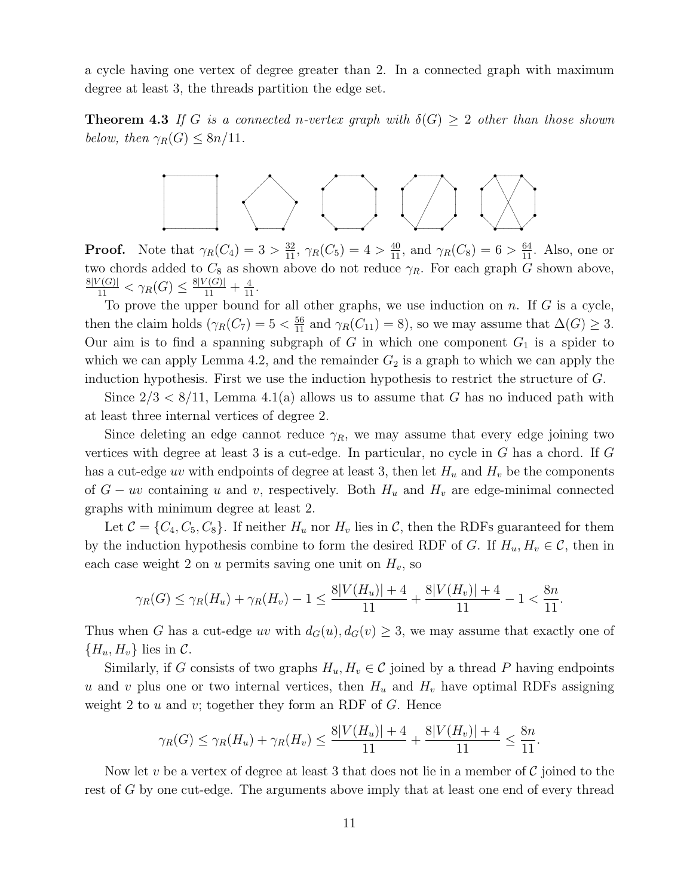a cycle having one vertex of degree greater than 2. In a connected graph with maximum degree at least 3, the threads partition the edge set.

**Theorem 4.3** *If $G$ is a connected $n$-vertex graph with $\delta(G) \geq 2$ other than those shown below, then $\gamma_R(G) \leq 8n/11$.*

**Proof.** Note that $\gamma_R(C_4) = 3 > \frac{32}{11}$, $\gamma_R(C_5) = 4 > \frac{40}{11}$, and $\gamma_R(C_8) = 6 > \frac{64}{11}$. Also, one or two chords added to $C_8$ as shown above do not reduce $\gamma_R$. For each graph $G$ shown above, $\frac{8|V(G)|}{11} < \gamma_R(G) \leq \frac{8|V(G)|}{11} + \frac{4}{11}$.

To prove the upper bound for all other graphs, we use induction on $n$. If $G$ is a cycle, then the claim holds ($\gamma_R(C_7) = 5 < \frac{56}{11}$ and $\gamma_R(C_{11}) = 8$), so we may assume that $\Delta(G) \geq 3$. Our aim is to find a spanning subgraph of $G$ in which one component $G_1$ is a spider to which we can apply Lemma 4.2, and the remainder $G_2$ is a graph to which we can apply the induction hypothesis. First we use the induction hypothesis to restrict the structure of $G$.

Since $2/3 < 8/11$, Lemma 4.1(a) allows us to assume that $G$ has no induced path with at least three internal vertices of degree 2.

Since deleting an edge cannot reduce $\gamma_R$, we may assume that every edge joining two vertices with degree at least 3 is a cut-edge. In particular, no cycle in $G$ has a chord. If $G$ has a cut-edge $uv$ with endpoints of degree at least 3, then let $H_u$ and $H_v$ be the components of $G - uv$ containing $u$ and $v$, respectively. Both $H_u$ and $H_v$ are edge-minimal connected graphs with minimum degree at least 2.

Let $\mathcal{C} = \{C_4, C_5, C_8\}$. If neither $H_u$ nor $H_v$ lies in $\mathcal{C}$, then the RDFs guaranteed for them by the induction hypothesis combine to form the desired RDF of $G$. If $H_u, H_v \in \mathcal{C}$, then in each case weight 2 on $u$ permits saving one unit on $H_v$, so

$$\gamma_R(G) \leq \gamma_R(H_u) + \gamma_R(H_v) - 1 \leq \frac{8|V(H_u)| + 4}{11} + \frac{8|V(H_v)| + 4}{11} - 1 < \frac{8n}{11}.$$

Thus when $G$ has a cut-edge $uv$ with $d_G(u), d_G(v) \geq 3$, we may assume that exactly one of $\{H_u, H_v\}$ lies in $\mathcal{C}$.

Similarly, if $G$ consists of two graphs $H_u, H_v \in \mathcal{C}$ joined by a thread $P$ having endpoints $u$ and $v$ plus one or two internal vertices, then $H_u$ and $H_v$ have optimal RDFs assigning weight 2 to $u$ and $v$; together they form an RDF of $G$. Hence

$$\gamma_R(G) \leq \gamma_R(H_u) + \gamma_R(H_v) \leq \frac{8|V(H_u)| + 4}{11} + \frac{8|V(H_v)| + 4}{11} \leq \frac{8n}{11}.$$

Now let $v$ be a vertex of degree at least 3 that does not lie in a member of $\mathcal{C}$ joined to the rest of $G$ by one cut-edge. The arguments above imply that at least one end of every thread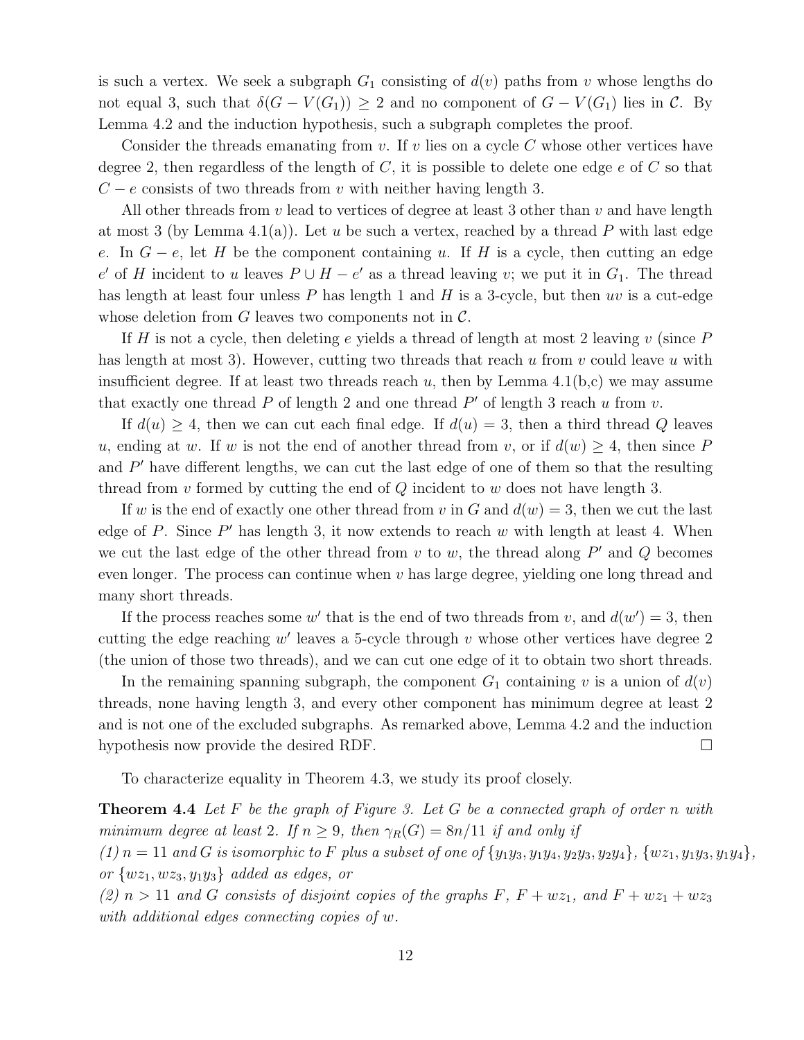is such a vertex. We seek a subgraph $G_1$ consisting of $d(v)$ paths from $v$ whose lengths do not equal 3, such that $\delta(G - V(G_1)) \geq 2$ and no component of $G - V(G_1)$ lies in $\mathcal{C}$. By Lemma 4.2 and the induction hypothesis, such a subgraph completes the proof.

Consider the threads emanating from $v$. If $v$ lies on a cycle $C$ whose other vertices have degree 2, then regardless of the length of $C$, it is possible to delete one edge $e$ of $C$ so that $C - e$ consists of two threads from $v$ with neither having length 3.

All other threads from $v$ lead to vertices of degree at least 3 other than $v$ and have length at most 3 (by Lemma 4.1(a)). Let $u$ be such a vertex, reached by a thread $P$ with last edge $e$. In $G - e$, let $H$ be the component containing $u$. If $H$ is a cycle, then cutting an edge $e'$ of $H$ incident to $u$ leaves $P \cup H - e'$ as a thread leaving $v$; we put it in $G_1$. The thread has length at least four unless $P$ has length 1 and $H$ is a 3-cycle, but then $uv$ is a cut-edge whose deletion from $G$ leaves two components not in $\mathcal{C}$.

If $H$ is not a cycle, then deleting $e$ yields a thread of length at most 2 leaving $v$ (since $P$ has length at most 3). However, cutting two threads that reach $u$ from $v$ could leave $u$ with insufficient degree. If at least two threads reach $u$, then by Lemma 4.1(b,c) we may assume that exactly one thread $P$ of length 2 and one thread $P'$ of length 3 reach $u$ from $v$.

If $d(u) \geq 4$, then we can cut each final edge. If $d(u) = 3$, then a third thread $Q$ leaves $u$, ending at $w$. If $w$ is not the end of another thread from $v$, or if $d(w) \geq 4$, then since $P$ and $P'$ have different lengths, we can cut the last edge of one of them so that the resulting thread from $v$ formed by cutting the end of $Q$ incident to $w$ does not have length 3.

If $w$ is the end of exactly one other thread from $v$ in $G$ and $d(w) = 3$, then we cut the last edge of $P$. Since $P'$ has length 3, it now extends to reach $w$ with length at least 4. When we cut the last edge of the other thread from $v$ to $w$, the thread along $P'$ and $Q$ becomes even longer. The process can continue when $v$ has large degree, yielding one long thread and many short threads.

If the process reaches some $w'$ that is the end of two threads from $v$, and $d(w') = 3$, then cutting the edge reaching $w'$ leaves a 5-cycle through $v$ whose other vertices have degree 2 (the union of those two threads), and we can cut one edge of it to obtain two short threads.

In the remaining spanning subgraph, the component $G_1$ containing $v$ is a union of $d(v)$ threads, none having length 3, and every other component has minimum degree at least 2 and is not one of the excluded subgraphs. As remarked above, Lemma 4.2 and the induction hypothesis now provide the desired RDF. $\square$

To characterize equality in Theorem 4.3, we study its proof closely.

**Theorem 4.4** *Let $F$ be the graph of Figure 3. Let $G$ be a connected graph of order $n$ with minimum degree at least 2. If $n \geq 9$, then $\gamma_R(G) = 8n/11$ if and only if*
*(1) $n = 11$ and $G$ is isomorphic to $F$ plus a subset of one of $\{y_1y_3, y_1y_4, y_2y_3, y_2y_4\}$, $\{wz_1, y_1y_3, y_1y_4\}$, or $\{wz_1, wz_3, y_1y_3\}$ added as edges, or*
*(2) $n > 11$ and $G$ consists of disjoint copies of the graphs $F$, $F + wz_1$, and $F + wz_1 + wz_3$ with additional edges connecting copies of $w$.*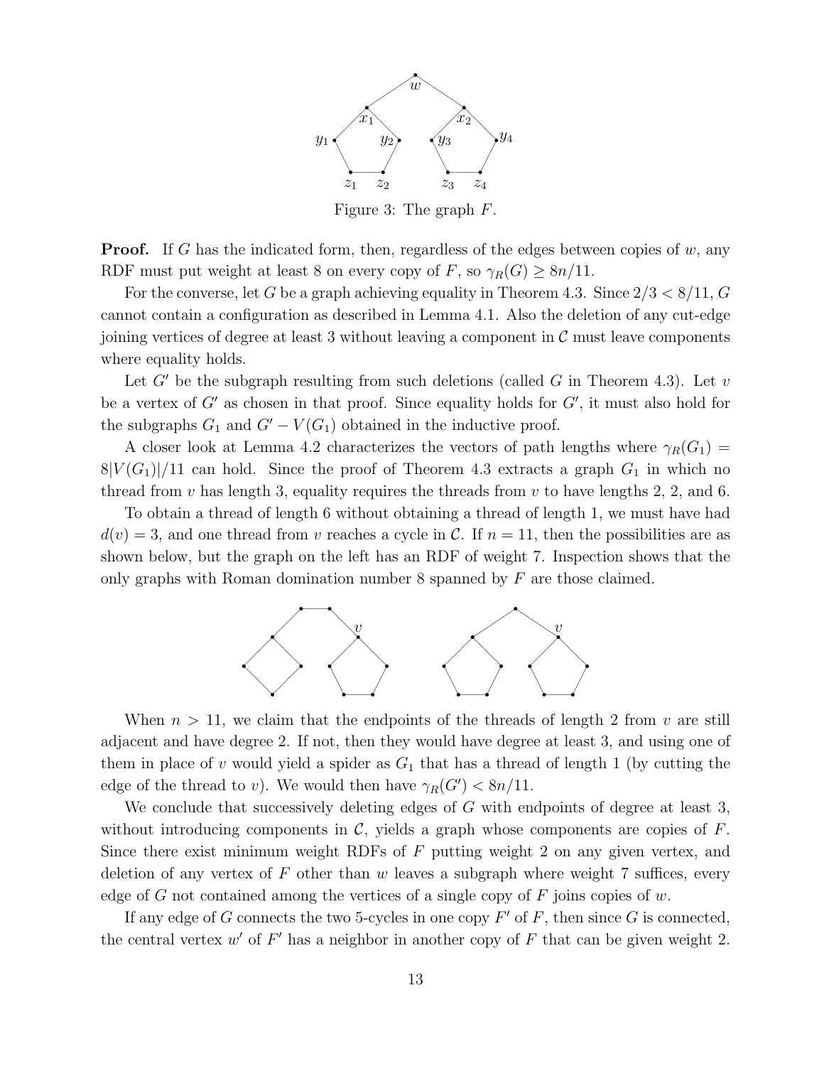Figure 3: The graph $F$.

**Proof.** If $G$ has the indicated form, then, regardless of the edges between copies of $w$, any RDF must put weight at least 8 on every copy of $F$, so $\gamma_R(G) \ge 8n/11$.

For the converse, let $G$ be a graph achieving equality in Theorem 4.3. Since $2/3 < 8/11$, $G$ cannot contain a configuration as described in Lemma 4.1. Also the deletion of any cut-edge joining vertices of degree at least 3 without leaving a component in $\mathcal{C}$ must leave components where equality holds.

Let $G'$ be the subgraph resulting from such deletions (called $G$ in Theorem 4.3). Let $v$ be a vertex of $G'$ as chosen in that proof. Since equality holds for $G'$, it must also hold for the subgraphs $G_1$ and $G' - V(G_1)$ obtained in the inductive proof.

A closer look at Lemma 4.2 characterizes the vectors of path lengths where $\gamma_R(G_1) = 8|V(G_1)|/11$ can hold. Since the proof of Theorem 4.3 extracts a graph $G_1$ in which no thread from $v$ has length 3, equality requires the threads from $v$ to have lengths 2, 2, and 6.

To obtain a thread of length 6 without obtaining a thread of length 1, we must have had $d(v) = 3$, and one thread from $v$ reaches a cycle in $\mathcal{C}$. If $n = 11$, then the possibilities are as shown below, but the graph on the left has an RDF of weight 7. Inspection shows that the only graphs with Roman domination number 8 spanned by $F$ are those claimed.

When $n > 11$, we claim that the endpoints of the threads of length 2 from $v$ are still adjacent and have degree 2. If not, then they would have degree at least 3, and using one of them in place of $v$ would yield a spider as $G_1$ that has a thread of length 1 (by cutting the edge of the thread to $v$). We would then have $\gamma_R(G') < 8n/11$.

We conclude that successively deleting edges of $G$ with endpoints of degree at least 3, without introducing components in $\mathcal{C}$, yields a graph whose components are copies of $F$. Since there exist minimum weight RDFs of $F$ putting weight 2 on any given vertex, and deletion of any vertex of $F$ other than $w$ leaves a subgraph where weight 7 suffices, every edge of $G$ not contained among the vertices of a single copy of $F$ joins copies of $w$.

If any edge of $G$ connects the two 5-cycles in one copy $F'$ of $F$, then since $G$ is connected, the central vertex $w'$ of $F'$ has a neighbor in another copy of $F$ that can be given weight 2.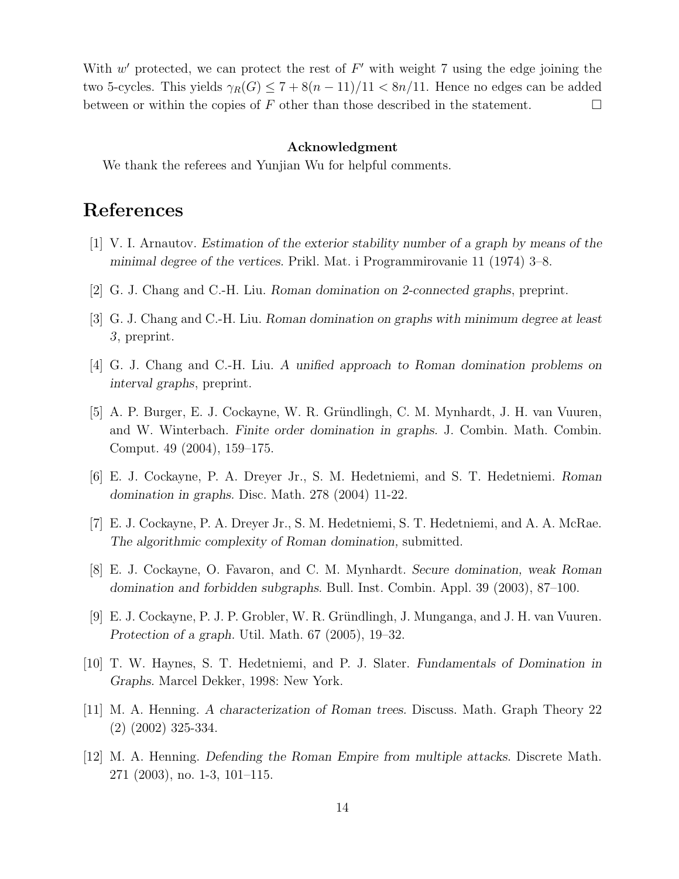With $w'$ protected, we can protect the rest of $F'$ with weight 7 using the edge joining the two 5-cycles. This yields $\gamma_R(G) \leq 7 + 8(n-11)/11 < 8n/11$. Hence no edges can be added between or within the copies of $F$ other than those described in the statement. □

**Acknowledgment**

We thank the referees and Yunjian Wu for helpful comments.

# References

[1] V. I. Arnautov. *Estimation of the exterior stability number of a graph by means of the minimal degree of the vertices*. Prikl. Mat. i Programmirovanie 11 (1974) 3–8.

[2] G. J. Chang and C.-H. Liu. *Roman domination on 2-connected graphs*, preprint.

[3] G. J. Chang and C.-H. Liu. *Roman domination on graphs with minimum degree at least 3*, preprint.

[4] G. J. Chang and C.-H. Liu. *A unified approach to Roman domination problems on interval graphs*, preprint.

[5] A. P. Burger, E. J. Cockayne, W. R. Gründlingh, C. M. Mynhardt, J. H. van Vuuren, and W. Winterbach. *Finite order domination in graphs*. J. Combin. Math. Combin. Comput. 49 (2004), 159–175.

[6] E. J. Cockayne, P. A. Dreyer Jr., S. M. Hedetniemi, and S. T. Hedetniemi. *Roman domination in graphs*. Disc. Math. 278 (2004) 11-22.

[7] E. J. Cockayne, P. A. Dreyer Jr., S. M. Hedetniemi, S. T. Hedetniemi, and A. A. McRae. *The algorithmic complexity of Roman domination*, submitted.

[8] E. J. Cockayne, O. Favaron, and C. M. Mynhardt. *Secure domination, weak Roman domination and forbidden subgraphs*. Bull. Inst. Combin. Appl. 39 (2003), 87–100.

[9] E. J. Cockayne, P. J. P. Grobler, W. R. Gründlingh, J. Munganga, and J. H. van Vuuren. *Protection of a graph*. Util. Math. 67 (2005), 19–32.

[10] T. W. Haynes, S. T. Hedetniemi, and P. J. Slater. *Fundamentals of Domination in Graphs*. Marcel Dekker, 1998: New York.

[11] M. A. Henning. *A characterization of Roman trees*. Discuss. Math. Graph Theory 22 (2) (2002) 325-334.

[12] M. A. Henning. *Defending the Roman Empire from multiple attacks*. Discrete Math. 271 (2003), no. 1-3, 101–115.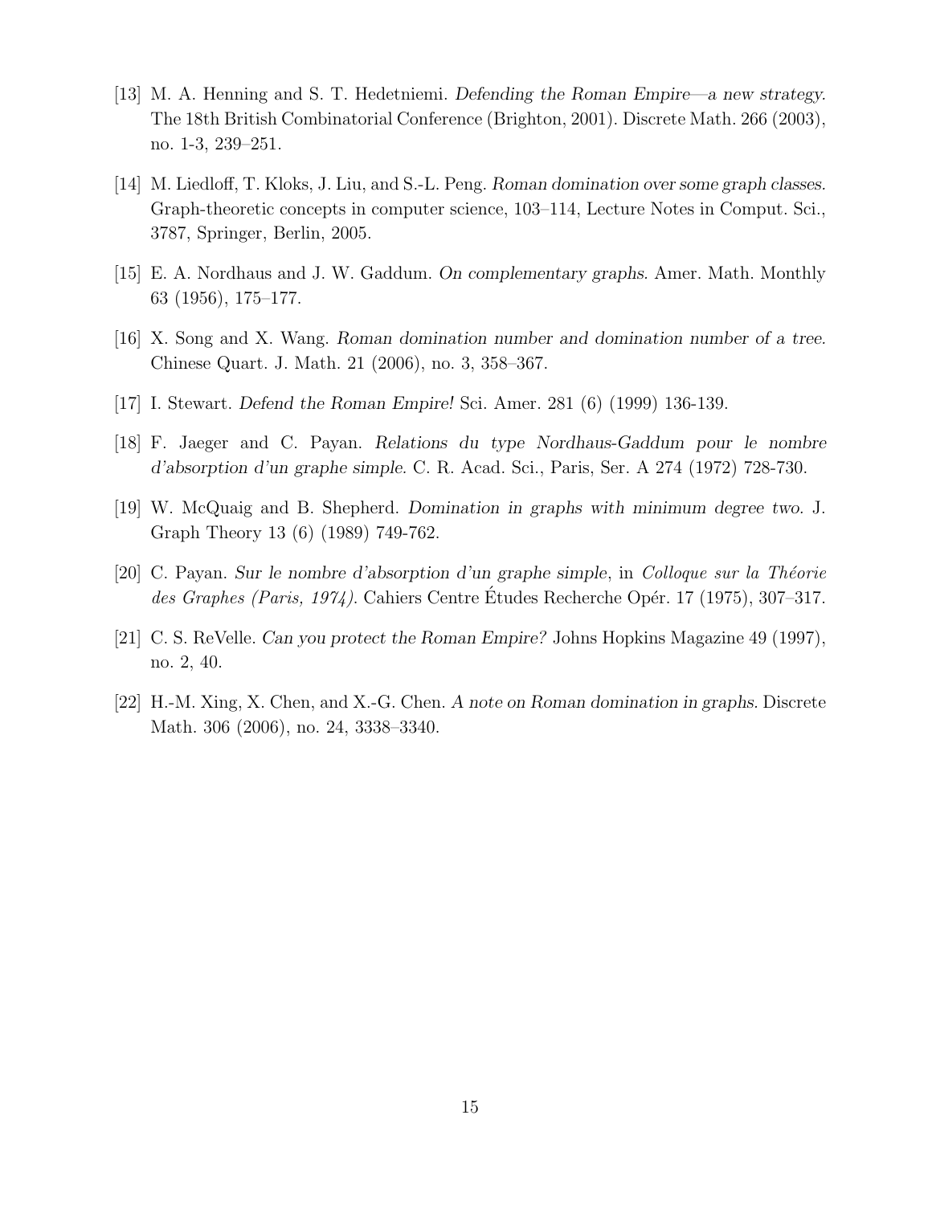[13] M. A. Henning and S. T. Hedetniemi. *Defending the Roman Empire—a new strategy.* The 18th British Combinatorial Conference (Brighton, 2001). Discrete Math. 266 (2003), no. 1-3, 239–251.

[14] M. Liedloff, T. Kloks, J. Liu, and S.-L. Peng. *Roman domination over some graph classes.* Graph-theoretic concepts in computer science, 103–114, Lecture Notes in Comput. Sci., 3787, Springer, Berlin, 2005.

[15] E. A. Nordhaus and J. W. Gaddum. *On complementary graphs.* Amer. Math. Monthly 63 (1956), 175–177.

[16] X. Song and X. Wang. *Roman domination number and domination number of a tree.* Chinese Quart. J. Math. 21 (2006), no. 3, 358–367.

[17] I. Stewart. *Defend the Roman Empire!* Sci. Amer. 281 (6) (1999) 136-139.

[18] F. Jaeger and C. Payan. *Relations du type Nordhaus-Gaddum pour le nombre d'absorption d'un graphe simple.* C. R. Acad. Sci., Paris, Ser. A 274 (1972) 728-730.

[19] W. McQuaig and B. Shepherd. *Domination in graphs with minimum degree two.* J. Graph Theory 13 (6) (1989) 749-762.

[20] C. Payan. *Sur le nombre d'absorption d'un graphe simple*, in *Colloque sur la Théorie des Graphes (Paris, 1974).* Cahiers Centre Études Recherche Opér. 17 (1975), 307–317.

[21] C. S. ReVelle. *Can you protect the Roman Empire?* Johns Hopkins Magazine 49 (1997), no. 2, 40.

[22] H.-M. Xing, X. Chen, and X.-G. Chen. *A note on Roman domination in graphs.* Discrete Math. 306 (2006), no. 24, 3338–3340.